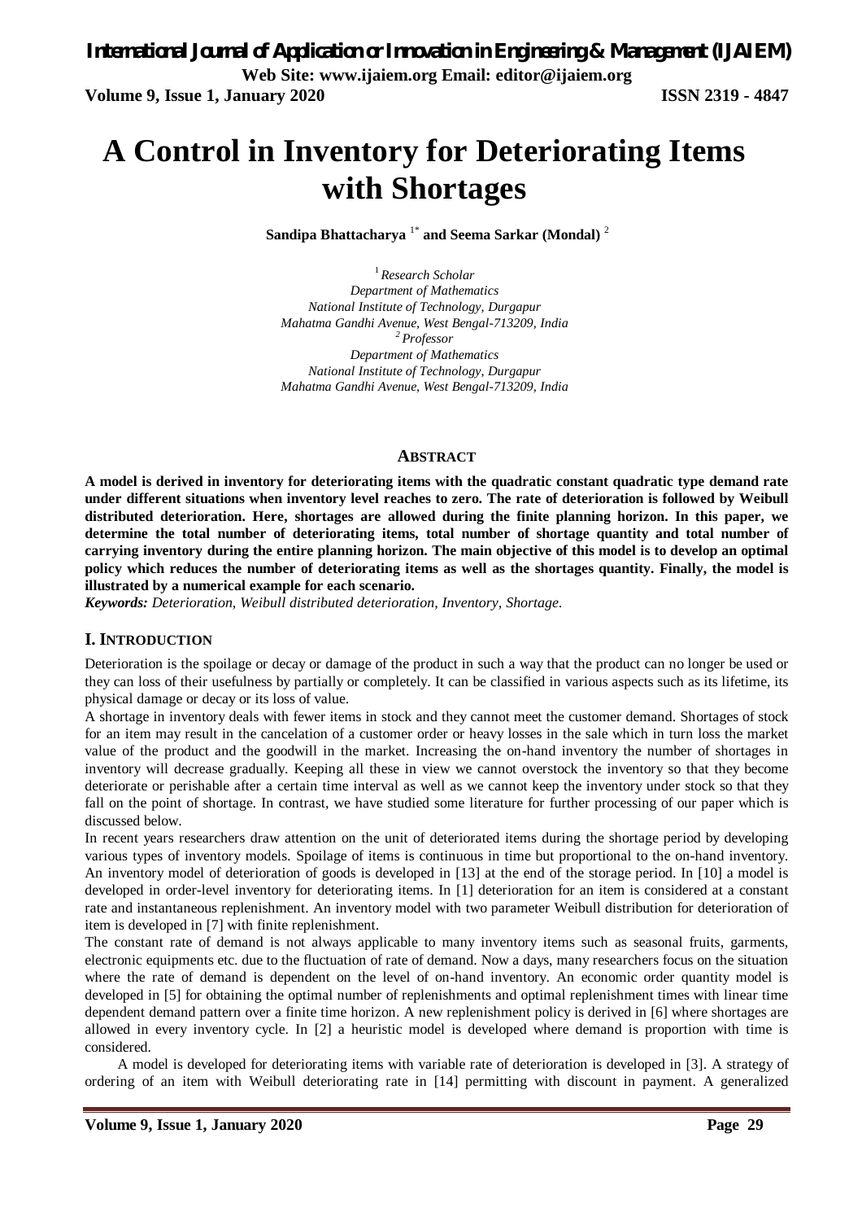# A Control in Inventory for Deteriorating Items with Shortages

**Sandipa Bhattacharya** [1*] **and Seema Sarkar (Mondal)** [2]

[1] *Research Scholar*
*Department of Mathematics*
*National Institute of Technology, Durgapur*
*Mahatma Gandhi Avenue, West Bengal-713209, India*
[2] *Professor*
*Department of Mathematics*
*National Institute of Technology, Durgapur*
*Mahatma Gandhi Avenue, West Bengal-713209, India*

## ABSTRACT

**A model is derived in inventory for deteriorating items with the quadratic constant quadratic type demand rate under different situations when inventory level reaches to zero. The rate of deterioration is followed by Weibull distributed deterioration. Here, shortages are allowed during the finite planning horizon. In this paper, we determine the total number of deteriorating items, total number of shortage quantity and total number of carrying inventory during the entire planning horizon. The main objective of this model is to develop an optimal policy which reduces the number of deteriorating items as well as the shortages quantity. Finally, the model is illustrated by a numerical example for each scenario.**

***Keywords:*** *Deterioration, Weibull distributed deterioration, Inventory, Shortage.*

## I. INTRODUCTION

Deterioration is the spoilage or decay or damage of the product in such a way that the product can no longer be used or they can loss of their usefulness by partially or completely. It can be classified in various aspects such as its lifetime, its physical damage or decay or its loss of value.

A shortage in inventory deals with fewer items in stock and they cannot meet the customer demand. Shortages of stock for an item may result in the cancelation of a customer order or heavy losses in the sale which in turn loss the market value of the product and the goodwill in the market. Increasing the on-hand inventory the number of shortages in inventory will decrease gradually. Keeping all these in view we cannot overstock the inventory so that they become deteriorate or perishable after a certain time interval as well as we cannot keep the inventory under stock so that they fall on the point of shortage. In contrast, we have studied some literature for further processing of our paper which is discussed below.

In recent years researchers draw attention on the unit of deteriorated items during the shortage period by developing various types of inventory models. Spoilage of items is continuous in time but proportional to the on-hand inventory. An inventory model of deterioration of goods is developed in [13] at the end of the storage period. In [10] a model is developed in order-level inventory for deteriorating items. In [1] deterioration for an item is considered at a constant rate and instantaneous replenishment. An inventory model with two parameter Weibull distribution for deterioration of item is developed in [7] with finite replenishment.

The constant rate of demand is not always applicable to many inventory items such as seasonal fruits, garments, electronic equipments etc. due to the fluctuation of rate of demand. Now a days, many researchers focus on the situation where the rate of demand is dependent on the level of on-hand inventory. An economic order quantity model is developed in [5] for obtaining the optimal number of replenishments and optimal replenishment times with linear time dependent demand pattern over a finite time horizon. A new replenishment policy is derived in [6] where shortages are allowed in every inventory cycle. In [2] a heuristic model is developed where demand is proportion with time is considered.

A model is developed for deteriorating items with variable rate of deterioration is developed in [3]. A strategy of ordering of an item with Weibull deteriorating rate in [14] permitting with discount in payment. A generalized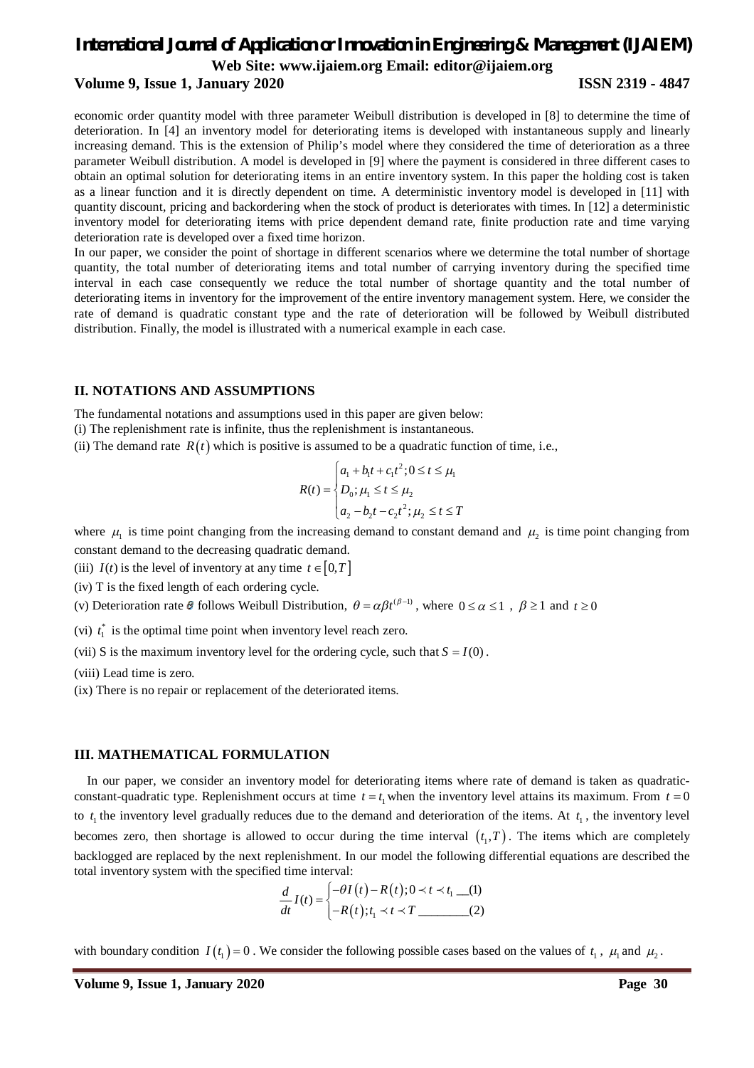economic order quantity model with three parameter Weibull distribution is developed in [8] to determine the time of deterioration. In [4] an inventory model for deteriorating items is developed with instantaneous supply and linearly increasing demand. This is the extension of Philip's model where they considered the time of deterioration as a three parameter Weibull distribution. A model is developed in [9] where the payment is considered in three different cases to obtain an optimal solution for deteriorating items in an entire inventory system. In this paper the holding cost is taken as a linear function and it is directly dependent on time. A deterministic inventory model is developed in [11] with quantity discount, pricing and backordering when the stock of product is deteriorates with times. In [12] a deterministic inventory model for deteriorating items with price dependent demand rate, finite production rate and time varying deterioration rate is developed over a fixed time horizon.

In our paper, we consider the point of shortage in different scenarios where we determine the total number of shortage quantity, the total number of deteriorating items and total number of carrying inventory during the specified time interval in each case consequently we reduce the total number of shortage quantity and the total number of deteriorating items in inventory for the improvement of the entire inventory management system. Here, we consider the rate of demand is quadratic constant type and the rate of deterioration will be followed by Weibull distributed distribution. Finally, the model is illustrated with a numerical example in each case.

## II. NOTATIONS AND ASSUMPTIONS

The fundamental notations and assumptions used in this paper are given below:

(i) The replenishment rate is infinite, thus the replenishment is instantaneous.

(ii) The demand rate $R(t)$ which is positive is assumed to be a quadratic function of time, i.e.,

$$R(t) = \begin{cases} a_1 + b_1 t + c_1 t^2 ; 0 \le t \le \mu_1 \\ D_0 ; \mu_1 \le t \le \mu_2 \\ a_2 - b_2 t - c_2 t^2 ; \mu_2 \le t \le T \end{cases}$$

where $\mu_1$ is time point changing from the increasing demand to constant demand and $\mu_2$ is time point changing from constant demand to the decreasing quadratic demand.

(iii) $I(t)$ is the level of inventory at any time $t \in [0,T]$

(iv) T is the fixed length of each ordering cycle.

(v) Deterioration rate $\theta$ follows Weibull Distribution, $\theta = \alpha\beta t^{(\beta-1)}$, where $0 \le \alpha \le 1$, $\beta \ge 1$ and $t \ge 0$

(vi) $t_1^*$ is the optimal time point when inventory level reach zero.

(vii) S is the maximum inventory level for the ordering cycle, such that $S = I(0)$.

(viii) Lead time is zero.

(ix) There is no repair or replacement of the deteriorated items.

## III. MATHEMATICAL FORMULATION

In our paper, we consider an inventory model for deteriorating items where rate of demand is taken as quadratic-constant-quadratic type. Replenishment occurs at time $t = t_1$ when the inventory level attains its maximum. From $t = 0$ to $t_1$ the inventory level gradually reduces due to the demand and deterioration of the items. At $t_1$, the inventory level becomes zero, then shortage is allowed to occur during the time interval $(t_1, T)$. The items which are completely backlogged are replaced by the next replenishment. In our model the following differential equations are described the total inventory system with the specified time interval:

$$\frac{d}{dt} I(t) = \begin{cases} -\theta I(t) - R(t) ; 0 \prec t \prec t_1 \text{ \_\_(1)} \\ -R(t) ; t_1 \prec t \prec T \text{ \_\_\_\_\_\_\_\_(2)} \end{cases}$$

with boundary condition $I(t_1) = 0$. We consider the following possible cases based on the values of $t_1$, $\mu_1$ and $\mu_2$.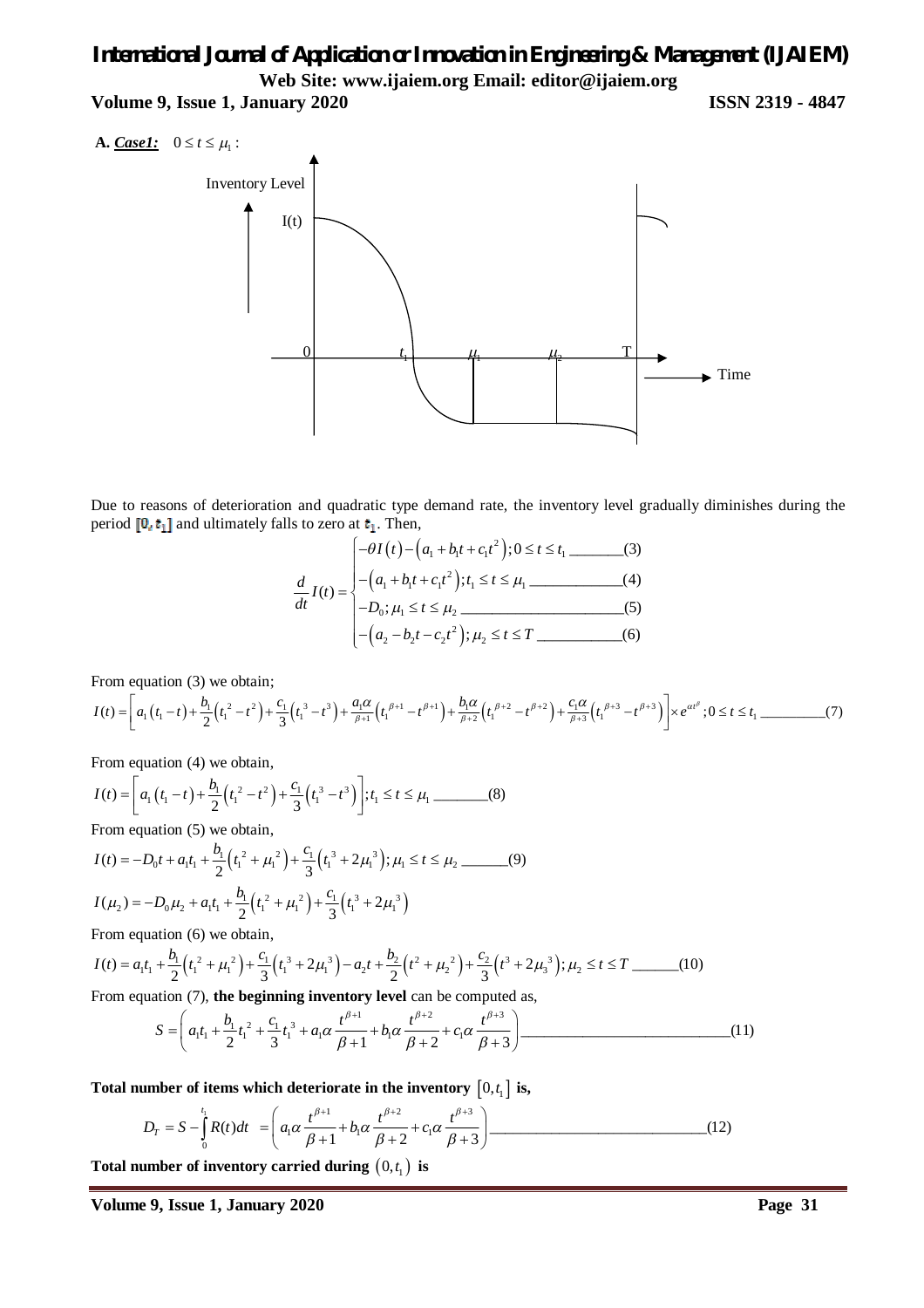**A. *Case1:*** $0 \le t \le \mu_1$ :

Due to reasons of deterioration and quadratic type demand rate, the inventory level gradually diminishes during the period $[0, t_1]$ and ultimately falls to zero at $t_1$. Then,

$$\frac{d}{dt}I(t) = \begin{cases} -\theta I(t) - \left(a_1 + b_1 t + c_1 t^2\right); 0 \le t \le t_1 \text{ \_\_\_\_\_\_\_(3)} \\ -\left(a_1 + b_1 t + c_1 t^2\right); t_1 \le t \le \mu_1 \text{ \_\_\_\_\_\_\_\_\_\_\_\_(4)} \\ -D_0; \mu_1 \le t \le \mu_2 \text{ \_\_\_\_\_\_\_\_\_\_\_\_\_\_\_\_\_\_\_\_\_\_(5)} \\ -\left(a_2 - b_2 t - c_2 t^2\right); \mu_2 \le t \le T \text{ \_\_\_\_\_\_\_\_\_\_\_(6)} \end{cases}$$

From equation (3) we obtain;

$$I(t) = \left[ a_1\left(t_1 - t\right) + \frac{b_1}{2}\left(t_1^2 - t^2\right) + \frac{c_1}{3}\left(t_1^3 - t^3\right) + \frac{a_1\alpha}{\beta+1}\left(t_1^{\beta+1} - t^{\beta+1}\right) + \frac{b_1\alpha}{\beta+2}\left(t_1^{\beta+2} - t^{\beta+2}\right) + \frac{c_1\alpha}{\beta+3}\left(t_1^{\beta+3} - t^{\beta+3}\right) \right] \times e^{\alpha t^{\beta}}; 0 \le t \le t_1 \text{ \_\_\_\_\_\_\_\_\_(7)}$$

From equation (4) we obtain,

$$I(t) = \left[ a_1\left(t_1 - t\right) + \frac{b_1}{2}\left(t_1^2 - t^2\right) + \frac{c_1}{3}\left(t_1^3 - t^3\right) \right]; t_1 \le t \le \mu_1 \text{ \_\_\_\_\_\_\_(8)}$$

From equation (5) we obtain,

$$I(t) = -D_0 t + a_1 t_1 + \frac{b_1}{2}\left(t_1^2 + \mu_1^2\right) + \frac{c_1}{3}\left(t_1^3 + 2\mu_1^3\right); \mu_1 \le t \le \mu_2 \text{ \_\_\_\_\_\_(9)}$$

$$I(\mu_2) = -D_0 \mu_2 + a_1 t_1 + \frac{b_1}{2}\left(t_1^2 + \mu_1^2\right) + \frac{c_1}{3}\left(t_1^3 + 2\mu_1^3\right)$$

From equation (6) we obtain,

$$I(t) = a_1 t_1 + \frac{b_1}{2}\left(t_1^2 + \mu_1^2\right) + \frac{c_1}{3}\left(t_1^3 + 2\mu_1^3\right) - a_2 t + \frac{b_2}{2}\left(t^2 + \mu_2^2\right) + \frac{c_2}{3}\left(t^3 + 2\mu_3^3\right); \mu_2 \le t \le T \text{ \_\_\_\_\_\_(10)}$$

From equation (7), **the beginning inventory level** can be computed as,

$$S = \left( a_1 t_1 + \frac{b_1}{2} t_1^2 + \frac{c_1}{3} t_1^3 + a_1\alpha \frac{t^{\beta+1}}{\beta+1} + b_1\alpha \frac{t^{\beta+2}}{\beta+2} + c_1\alpha \frac{t^{\beta+3}}{\beta+3} \right) \text{ \_\_\_\_\_\_\_\_\_\_\_\_\_\_\_\_\_\_\_\_\_\_\_\_\_\_(11)}$$

**Total number of items which deteriorate in the inventory $[0, t_1]$ is,**

$$D_T = S - \int_0^{t_1} R(t)dt = \left( a_1\alpha \frac{t^{\beta+1}}{\beta+1} + b_1\alpha \frac{t^{\beta+2}}{\beta+2} + c_1\alpha \frac{t^{\beta+3}}{\beta+3} \right) \text{ \_\_\_\_\_\_\_\_\_\_\_\_\_\_\_\_\_\_\_\_\_\_\_\_\_\_\_(12)}$$

**Total number of inventory carried during $(0, t_1)$ is**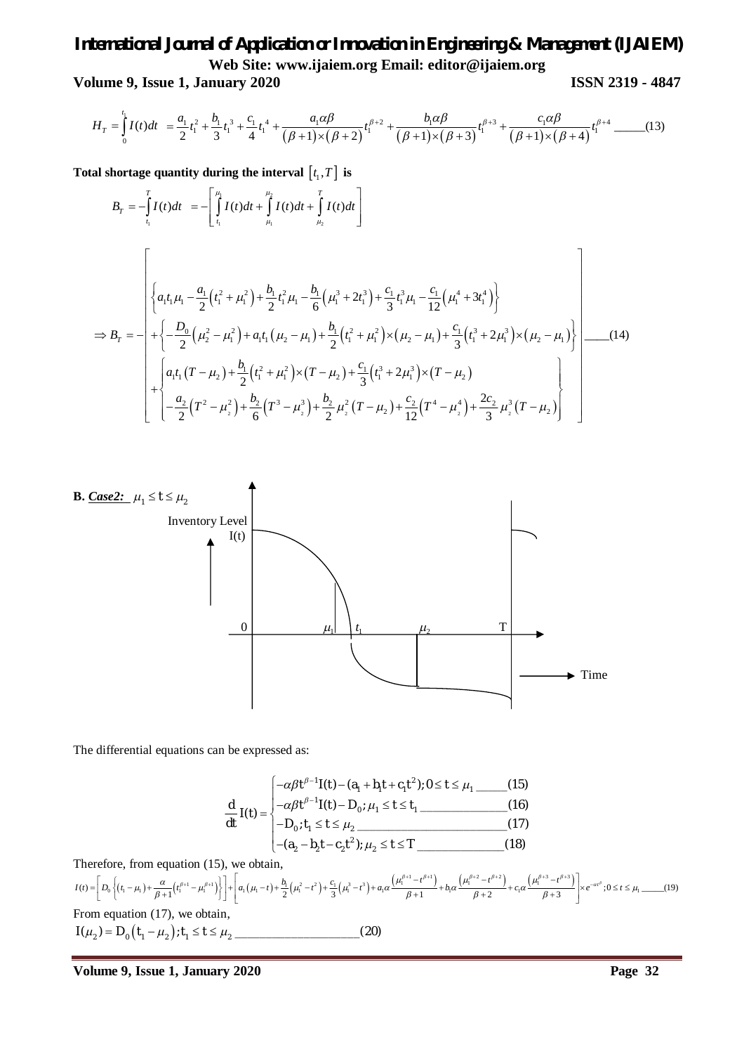$$H_T = \int_0^{t_1} I(t)dt = \frac{a_1}{2}t_1^2 + \frac{b_1}{3}t_1^3 + \frac{c_1}{4}t_1^4 + \frac{a_1\alpha\beta}{(\beta+1)\times(\beta+2)}t_1^{\beta+2} + \frac{b_1\alpha\beta}{(\beta+1)\times(\beta+3)}t_1^{\beta+3} + \frac{c_1\alpha\beta}{(\beta+1)\times(\beta+4)}t_1^{\beta+4} \quad \text{\_\_\_\_\_}(13)$$

**Total shortage quantity during the interval $[t_1, T]$ is**

$$B_T = -\int_{t_1}^{T} I(t)dt = -\left[\int_{t_1}^{\mu_1} I(t)dt + \int_{\mu_1}^{\mu_2} I(t)dt + \int_{\mu_2}^{T} I(t)dt\right]$$

$$\Rightarrow B_T = -\left[\begin{aligned}&\left\{a_1t_1\mu_1 - \frac{a_1}{2}\left(t_1^2+\mu_1^2\right) + \frac{b_1}{2}t_1^2\mu_1 - \frac{b_1}{6}\left(\mu_1^3 + 2t_1^3\right) + \frac{c_1}{3}t_1^3\mu_1 - \frac{c_1}{12}\left(\mu_1^4 + 3t_1^4\right)\right\} \\ &+\left\{-\frac{D_0}{2}\left(\mu_2^2 - \mu_1^2\right) + a_1t_1\left(\mu_2-\mu_1\right) + \frac{b_1}{2}\left(t_1^2+\mu_1^2\right)\times\left(\mu_2-\mu_1\right) + \frac{c_1}{3}\left(t_1^3 + 2\mu_1^3\right)\times\left(\mu_2-\mu_1\right)\right\} \\ &+\left\{\begin{aligned}&a_1t_1\left(T-\mu_2\right) + \frac{b_1}{2}\left(t_1^2+\mu_1^2\right)\times\left(T-\mu_2\right) + \frac{c_1}{3}\left(t_1^3+2\mu_1^3\right)\times\left(T-\mu_2\right) \\ &-\frac{a_2}{2}\left(T^2-\mu_2^2\right) + \frac{b_2}{6}\left(T^3-\mu_2^3\right) + \frac{b_2}{2}\mu_2^2\left(T-\mu_2\right) + \frac{c_2}{12}\left(T^4-\mu_2^4\right) + \frac{2c_2}{3}\mu_2^3\left(T-\mu_2\right)\end{aligned}\right\}\end{aligned}\right] \quad \text{\_\_\_\_}(14)$$

**B. *Case2:*** $\mu_1 \le t \le \mu_2$

The differential equations can be expressed as:

$$\frac{d}{dt}I(t) = \begin{cases} -\alpha\beta t^{\beta-1}I(t) - (a_1 + b_1t + c_1t^2); 0 \le t \le \mu_1 \text{\_\_\_\_\_}(15) \\ -\alpha\beta t^{\beta-1}I(t) - D_0; \mu_1 \le t \le t_1 \text{\_\_\_\_\_\_\_\_\_\_\_\_\_}(16) \\ -D_0; t_1 \le t \le \mu_2 \text{\_\_\_\_\_\_\_\_\_\_\_\_\_\_\_\_\_\_\_\_\_\_\_\_}(17) \\ -(a_2 - b_2t - c_2t^2); \mu_2 \le t \le T \text{\_\_\_\_\_\_\_\_\_\_\_\_\_}(18) \end{cases}$$

Therefore, from equation (15), we obtain,

$$I(t) = \left[D_0\left\{\left(t_1-\mu_1\right) + \frac{\alpha}{\beta+1}\left(t_1^{\beta+1} - \mu_1^{\beta+1}\right)\right\}\right] + \left[a_1\left(\mu_1 - t\right) + \frac{b_1}{2}\left(\mu_1^2 - t^2\right) + \frac{c_1}{3}\left(\mu_1^3 - t^3\right) + a_1\alpha\frac{\left(\mu_1^{\beta+1} - t^{\beta+1}\right)}{\beta+1} + b_1\alpha\frac{\left(\mu_1^{\beta+2} - t^{\beta+2}\right)}{\beta+2} + c_1\alpha\frac{\left(\mu_1^{\beta+3} - t^{\beta+3}\right)}{\beta+3}\right] \times e^{-\alpha t^{\beta}}; 0 \le t \le \mu_1 \text{\_\_\_\_\_}(19)$$

From equation (17), we obtain,

$$I(\mu_2) = D_0\left(t_1 - \mu_2\right); t_1 \le t \le \mu_2 \text{\_\_\_\_\_\_\_\_\_\_\_\_\_\_\_\_\_\_\_\_}(20)$$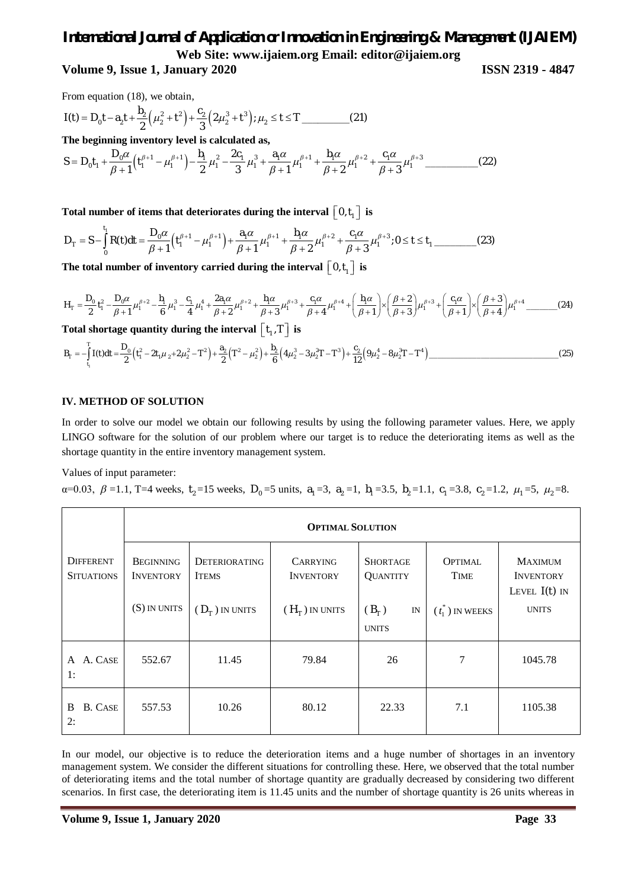From equation (18), we obtain,

$$I(t) = D_0 t - a_2 t + \frac{b_2}{2}\left(\mu_2^2 + t^2\right) + \frac{c_2}{3}\left(2\mu_2^3 + t^3\right); \mu_2 \le t \le T \_\_\_\_\_\_\_\_(21)$$

**The beginning inventory level is calculated as,**

$$S = D_0 t_1 + \frac{D_0 \alpha}{\beta+1}\left(t_1^{\beta+1} - \mu_1^{\beta+1}\right) - \frac{b_1}{2}\mu_1^2 - \frac{2c_1}{3}\mu_1^3 + \frac{a_1\alpha}{\beta+1}\mu_1^{\beta+1} + \frac{b_1\alpha}{\beta+2}\mu_1^{\beta+2} + \frac{c_1\alpha}{\beta+3}\mu_1^{\beta+3} \_\_\_\_\_\_\_\_(22)$$

**Total number of items that deteriorates during the interval $\left[0, t_1\right]$ is**

$$D_T = S - \int_0^{t_1} R(t)dt = \frac{D_0\alpha}{\beta+1}\left(t_1^{\beta+1} - \mu_1^{\beta+1}\right) + \frac{a_1\alpha}{\beta+1}\mu_1^{\beta+1} + \frac{b_1\alpha}{\beta+2}\mu_1^{\beta+2} + \frac{c_1\alpha}{\beta+3}\mu_1^{\beta+3}; 0 \le t \le t_1 \_\_\_\_\_\_\_\_(23)$$

**The total number of inventory carried during the interval $\left[0, t_1\right]$ is**

$$H_T = \frac{D_0}{2}t_1^2 - \frac{D_0\alpha}{\beta+1}\mu_1^{\beta+2} - \frac{b_1}{6}\mu_1^3 - \frac{c_1}{4}\mu_1^4 + \frac{2a_1\alpha}{\beta+2}\mu_1^{\beta+2} + \frac{b_1\alpha}{\beta+3}\mu_1^{\beta+3} + \frac{c_1\alpha}{\beta+4}\mu_1^{\beta+4} + \left(\frac{b_1\alpha}{\beta+1}\right)\times\left(\frac{\beta+2}{\beta+3}\right)\mu_1^{\beta+3} + \left(\frac{c_1\alpha}{\beta+1}\right)\times\left(\frac{\beta+3}{\beta+4}\right)\mu_1^{\beta+4} \_\_\_\_\_\_\_\_(24)$$

**Total shortage quantity during the interval $\left[t_1, T\right]$ is**

$$B_T = -\int_{t_1}^{T} I(t)dt = \frac{D_0}{2}\left(t_1^2 - 2t_1\mu_2 + 2\mu_2^2 - T^2\right) + \frac{a_2}{2}\left(T^2 - \mu_2^2\right) + \frac{b_2}{6}\left(4\mu_2^3 - 3\mu_2^2 T - T^3\right) + \frac{c_2}{12}\left(9\mu_2^4 - 8\mu_2^3 T - T^4\right) \_\_\_\_\_\_\_\_(25)$$

## IV. METHOD OF SOLUTION

In order to solve our model we obtain our following results by using the following parameter values. Here, we apply LINGO software for the solution of our problem where our target is to reduce the deteriorating items as well as the shortage quantity in the entire inventory management system.

Values of input parameter:

$\alpha$=0.03, $\beta$ =1.1, T=4 weeks, $t_2$=15 weeks, $D_0$ =5 units, $a_1$=3, $a_2$=1, $b_1$=3.5, $b_2$=1.1, $c_1$=3.8, $c_2$=1.2, $\mu_1$=5, $\mu_2$=8.

| Different Situations | Optimal Solution | | | | | |
|---|---|---|---|---|---|---|
| | Beginning Inventory (S) in units | Deteriorating Items ($D_T$) in units | Carrying Inventory ($H_T$) in units | Shortage Quantity ($B_T$) in units | Optimal Time ($t_1^*$) in weeks | Maximum Inventory Level I(t) in units |
| A A. Case 1: | 552.67 | 11.45 | 79.84 | 26 | 7 | 1045.78 |
| B B. Case 2: | 557.53 | 10.26 | 80.12 | 22.33 | 7.1 | 1105.38 |

In our model, our objective is to reduce the deterioration items and a huge number of shortages in an inventory management system. We consider the different situations for controlling these. Here, we observed that the total number of deteriorating items and the total number of shortage quantity are gradually decreased by considering two different scenarios. In first case, the deteriorating item is 11.45 units and the number of shortage quantity is 26 units whereas in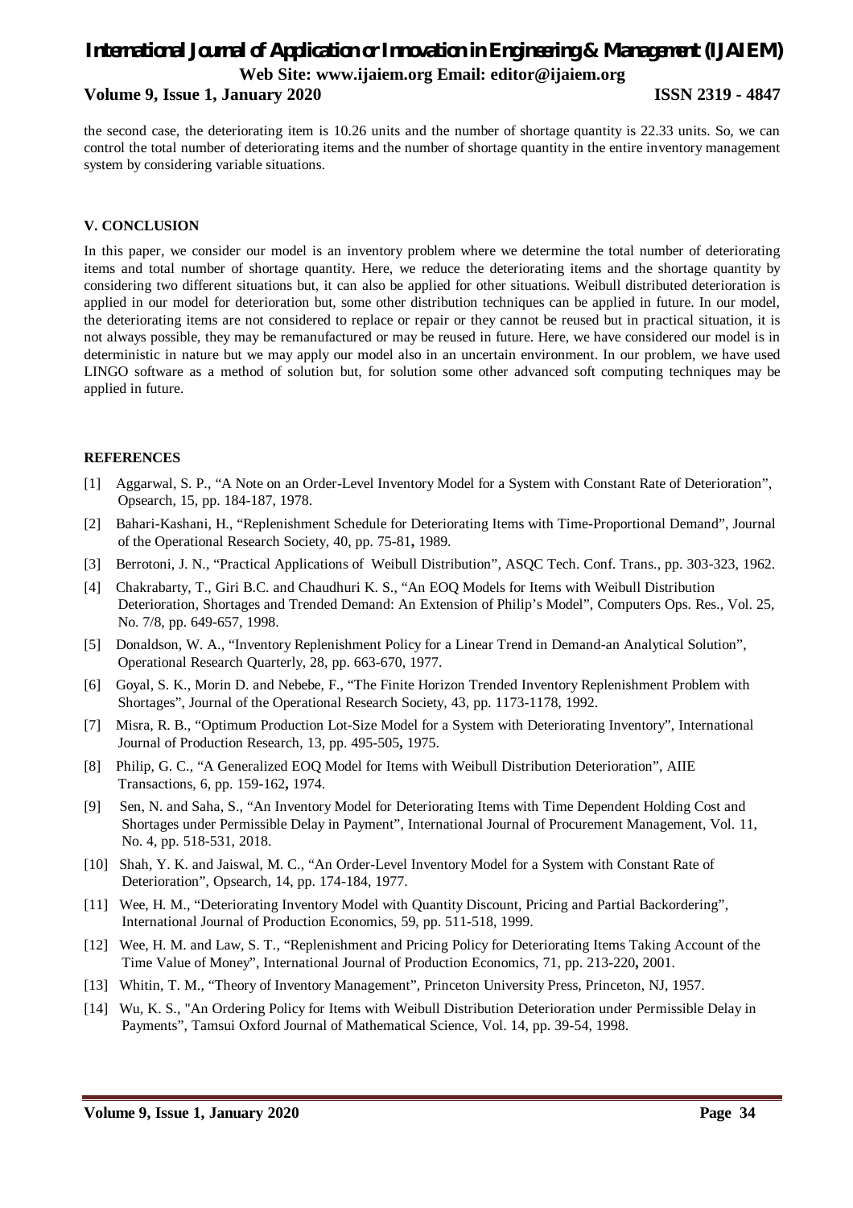the second case, the deteriorating item is 10.26 units and the number of shortage quantity is 22.33 units. So, we can control the total number of deteriorating items and the number of shortage quantity in the entire inventory management system by considering variable situations.

### V. CONCLUSION

In this paper, we consider our model is an inventory problem where we determine the total number of deteriorating items and total number of shortage quantity. Here, we reduce the deteriorating items and the shortage quantity by considering two different situations but, it can also be applied for other situations. Weibull distributed deterioration is applied in our model for deterioration but, some other distribution techniques can be applied in future. In our model, the deteriorating items are not considered to replace or repair or they cannot be reused but in practical situation, it is not always possible, they may be remanufactured or may be reused in future. Here, we have considered our model is in deterministic in nature but we may apply our model also in an uncertain environment. In our problem, we have used LINGO software as a method of solution but, for solution some other advanced soft computing techniques may be applied in future.

### REFERENCES

[1] Aggarwal, S. P., "A Note on an Order-Level Inventory Model for a System with Constant Rate of Deterioration", Opsearch, 15, pp. 184-187, 1978.

[2] Bahari-Kashani, H., "Replenishment Schedule for Deteriorating Items with Time-Proportional Demand", Journal of the Operational Research Society, 40, pp. 75-81**,** 1989.

[3] Berrotoni, J. N., "Practical Applications of Weibull Distribution", ASQC Tech. Conf. Trans., pp. 303-323, 1962.

[4] Chakrabarty, T., Giri B.C. and Chaudhuri K. S., "An EOQ Models for Items with Weibull Distribution Deterioration, Shortages and Trended Demand: An Extension of Philip's Model", Computers Ops. Res., Vol. 25, No. 7/8, pp. 649-657, 1998.

[5] Donaldson, W. A., "Inventory Replenishment Policy for a Linear Trend in Demand-an Analytical Solution", Operational Research Quarterly, 28, pp. 663-670, 1977.

[6] Goyal, S. K., Morin D. and Nebebe, F., "The Finite Horizon Trended Inventory Replenishment Problem with Shortages", Journal of the Operational Research Society, 43, pp. 1173-1178, 1992.

[7] Misra, R. B., "Optimum Production Lot-Size Model for a System with Deteriorating Inventory", International Journal of Production Research, 13, pp. 495-505**,** 1975.

[8] Philip, G. C., "A Generalized EOQ Model for Items with Weibull Distribution Deterioration", AIIE Transactions, 6, pp. 159-162**,** 1974.

[9] Sen, N. and Saha, S., "An Inventory Model for Deteriorating Items with Time Dependent Holding Cost and Shortages under Permissible Delay in Payment", International Journal of Procurement Management, Vol. 11, No. 4, pp. 518-531, 2018.

[10] Shah, Y. K. and Jaiswal, M. C., "An Order-Level Inventory Model for a System with Constant Rate of Deterioration", Opsearch, 14, pp. 174-184, 1977.

[11] Wee, H. M., "Deteriorating Inventory Model with Quantity Discount, Pricing and Partial Backordering", International Journal of Production Economics, 59, pp. 511-518, 1999.

[12] Wee, H. M. and Law, S. T., "Replenishment and Pricing Policy for Deteriorating Items Taking Account of the Time Value of Money", International Journal of Production Economics, 71, pp. 213-220**,** 2001.

[13] Whitin, T. M., "Theory of Inventory Management", Princeton University Press, Princeton, NJ, 1957.

[14] Wu, K. S., "An Ordering Policy for Items with Weibull Distribution Deterioration under Permissible Delay in Payments", Tamsui Oxford Journal of Mathematical Science, Vol. 14, pp. 39-54, 1998.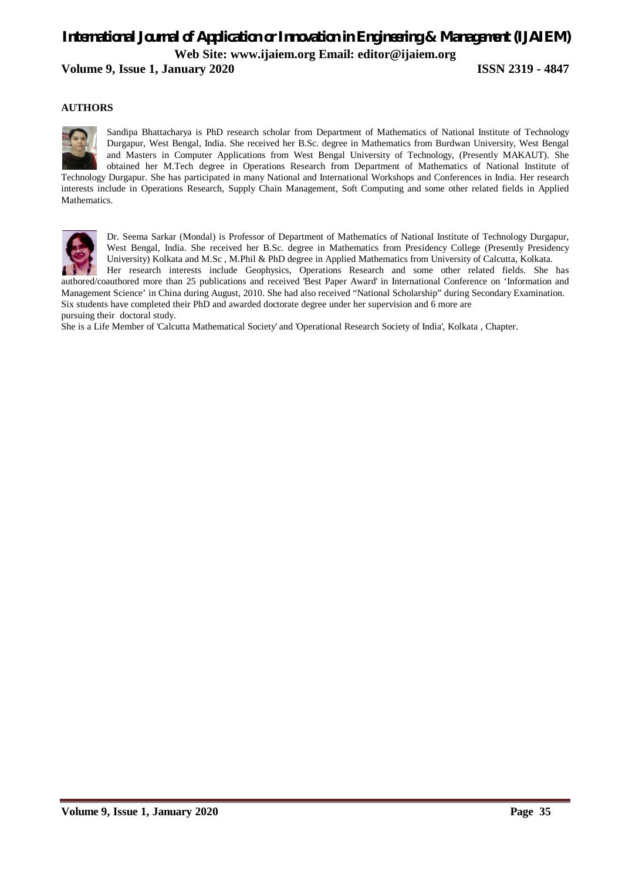**AUTHORS**

Sandipa Bhattacharya is PhD research scholar from Department of Mathematics of National Institute of Technology Durgapur, West Bengal, India. She received her B.Sc. degree in Mathematics from Burdwan University, West Bengal and Masters in Computer Applications from West Bengal University of Technology, (Presently MAKAUT). She obtained her M.Tech degree in Operations Research from Department of Mathematics of National Institute of Technology Durgapur. She has participated in many National and International Workshops and Conferences in India. Her research interests include in Operations Research, Supply Chain Management, Soft Computing and some other related fields in Applied Mathematics.

Dr. Seema Sarkar (Mondal) is Professor of Department of Mathematics of National Institute of Technology Durgapur, West Bengal, India. She received her B.Sc. degree in Mathematics from Presidency College (Presently Presidency University) Kolkata and M.Sc , M.Phil & PhD degree in Applied Mathematics from University of Calcutta, Kolkata. Her research interests include Geophysics, Operations Research and some other related fields. She has authored/coauthored more than 25 publications and received 'Best Paper Award' in International Conference on 'Information and Management Science' in China during August, 2010. She had also received "National Scholarship" during Secondary Examination. Six students have completed their PhD and awarded doctorate degree under her supervision and 6 more are pursuing their doctoral study.

She is a Life Member of 'Calcutta Mathematical Society' and 'Operational Research Society of India', Kolkata , Chapter.